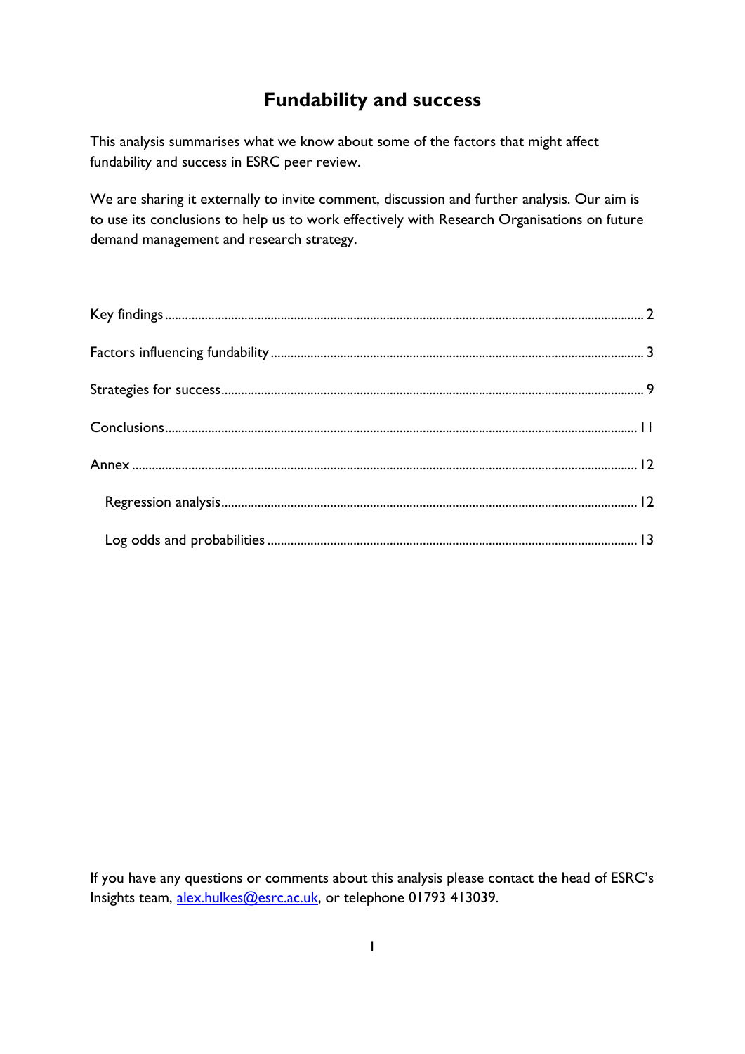# Fundability and success

This analysis summarises what we know about some of the factors that might affect fundability and success in ESRC peer review.

We are sharing it externally to invite comment, discussion and further analysis. Our aim is to use its conclusions to help us to work effectively with Research Organisations on future demand management and research strategy.

- Key findings ........ 2
- Factors influencing fundability ........ 3
- Strategies for success ........ 9
- Conclusions ........ 11
- Annex ........ 12
  - Regression analysis ........ 12
  - Log odds and probabilities ........ 13

If you have any questions or comments about this analysis please contact the head of ESRC's Insights team, alex.hulkes@esrc.ac.uk, or telephone 01793 413039.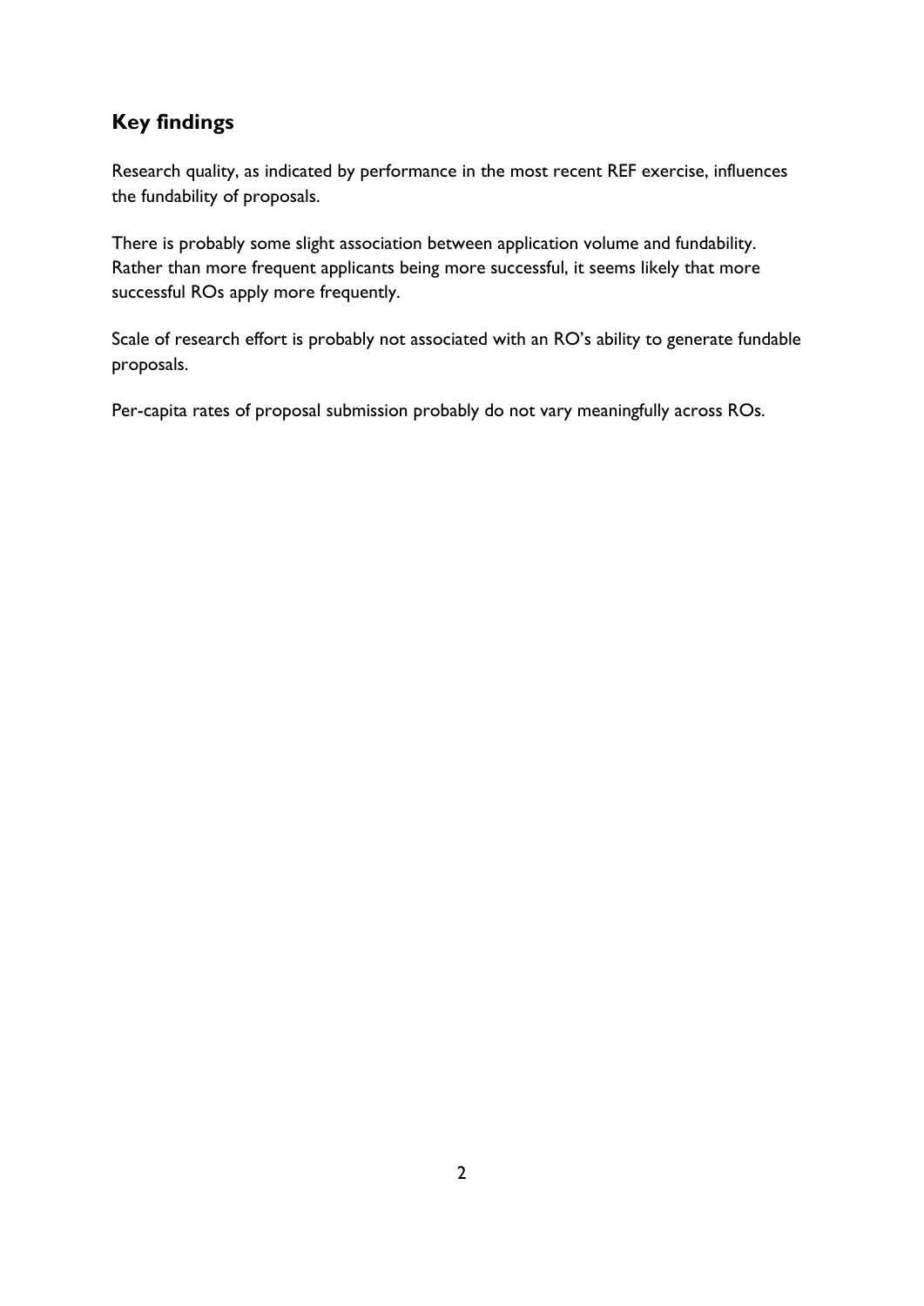## Key findings

Research quality, as indicated by performance in the most recent REF exercise, influences the fundability of proposals.

There is probably some slight association between application volume and fundability. Rather than more frequent applicants being more successful, it seems likely that more successful ROs apply more frequently.

Scale of research effort is probably not associated with an RO's ability to generate fundable proposals.

Per-capita rates of proposal submission probably do not vary meaningfully across ROs.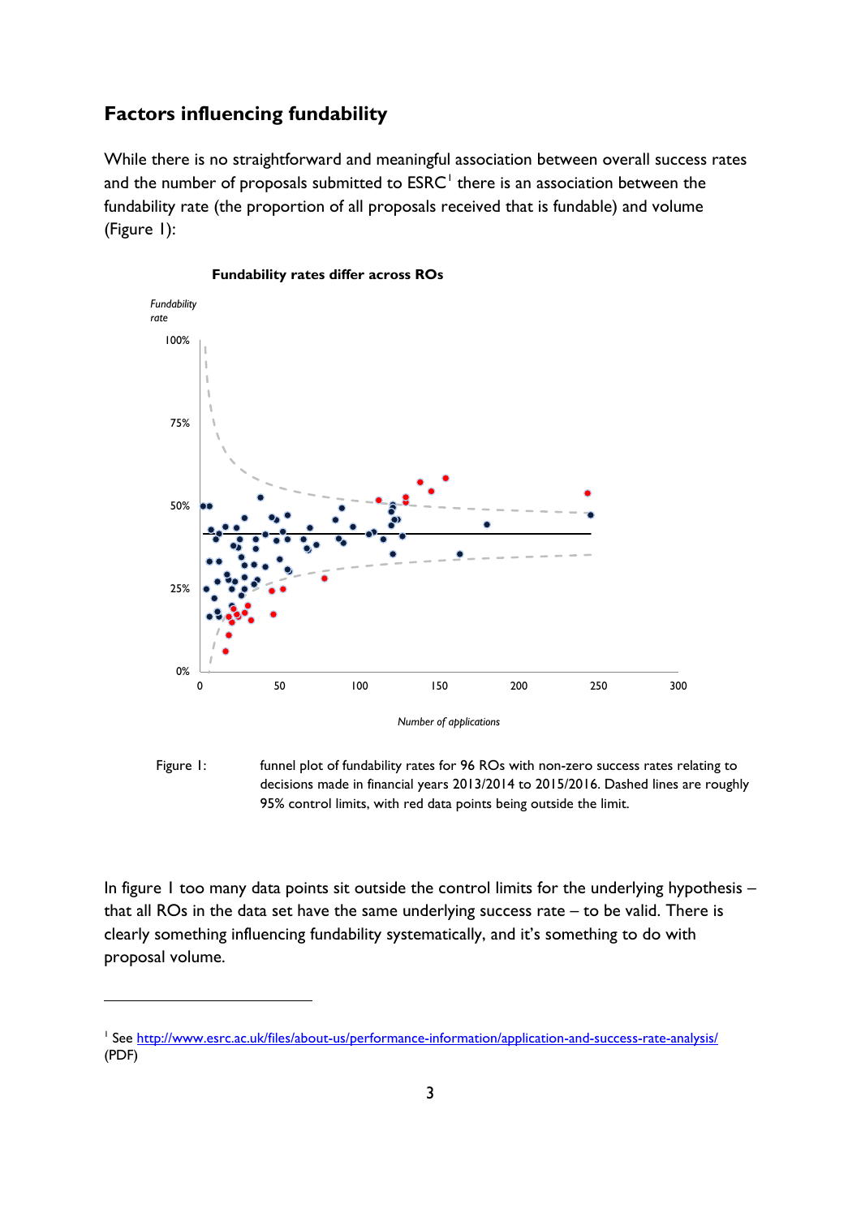## Factors influencing fundability

While there is no straightforward and meaningful association between overall success rates and the number of proposals submitted to ESRC[1] there is an association between the fundability rate (the proportion of all proposals received that is fundable) and volume (Figure 1):

Figure 1: funnel plot of fundability rates for 96 ROs with non-zero success rates relating to decisions made in financial years 2013/2014 to 2015/2016. Dashed lines are roughly 95% control limits, with red data points being outside the limit.

In figure 1 too many data points sit outside the control limits for the underlying hypothesis – that all ROs in the data set have the same underlying success rate – to be valid. There is clearly something influencing fundability systematically, and it's something to do with proposal volume.

[1] See http://www.esrc.ac.uk/files/about-us/performance-information/application-and-success-rate-analysis/ (PDF)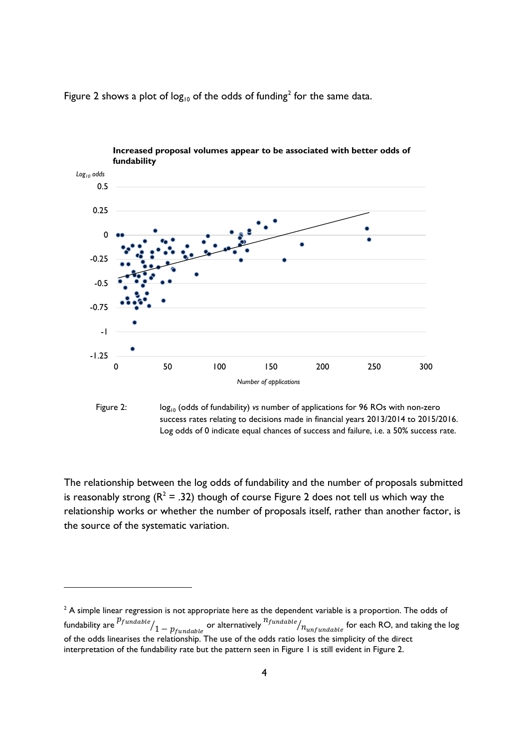Figure 2 shows a plot of $\log_{10}$ of the odds of funding[2] for the same data.

**Increased proposal volumes appear to be associated with better odds of fundability**

Figure 2: $\log_{10}$ (odds of fundability) *vs* number of applications for 96 ROs with non-zero success rates relating to decisions made in financial years 2013/2014 to 2015/2016. Log odds of 0 indicate equal chances of success and failure, i.e. a 50% success rate.

The relationship between the log odds of fundability and the number of proposals submitted is reasonably strong ($R^2 = .32$) though of course Figure 2 does not tell us which way the relationship works or whether the number of proposals itself, rather than another factor, is the source of the systematic variation.

[2] A simple linear regression is not appropriate here as the dependent variable is a proportion. The odds of fundability are $p_{fundable}/1 - p_{fundable}$ or alternatively $n_{fundable}/n_{unfundable}$ for each RO, and taking the log of the odds linearises the relationship. The use of the odds ratio loses the simplicity of the direct interpretation of the fundability rate but the pattern seen in Figure 1 is still evident in Figure 2.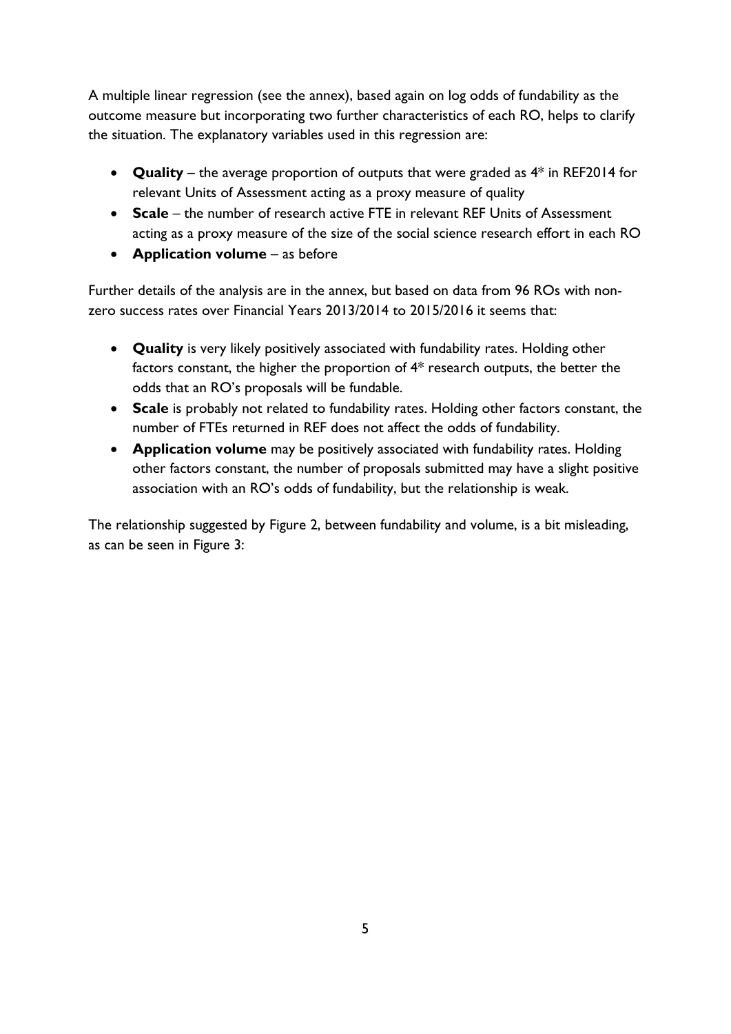A multiple linear regression (see the annex), based again on log odds of fundability as the outcome measure but incorporating two further characteristics of each RO, helps to clarify the situation. The explanatory variables used in this regression are:

- **Quality** – the average proportion of outputs that were graded as 4* in REF2014 for relevant Units of Assessment acting as a proxy measure of quality
- **Scale** – the number of research active FTE in relevant REF Units of Assessment acting as a proxy measure of the size of the social science research effort in each RO
- **Application volume** – as before

Further details of the analysis are in the annex, but based on data from 96 ROs with non-zero success rates over Financial Years 2013/2014 to 2015/2016 it seems that:

- **Quality** is very likely positively associated with fundability rates. Holding other factors constant, the higher the proportion of 4* research outputs, the better the odds that an RO's proposals will be fundable.
- **Scale** is probably not related to fundability rates. Holding other factors constant, the number of FTEs returned in REF does not affect the odds of fundability.
- **Application volume** may be positively associated with fundability rates. Holding other factors constant, the number of proposals submitted may have a slight positive association with an RO's odds of fundability, but the relationship is weak.

The relationship suggested by Figure 2, between fundability and volume, is a bit misleading, as can be seen in Figure 3: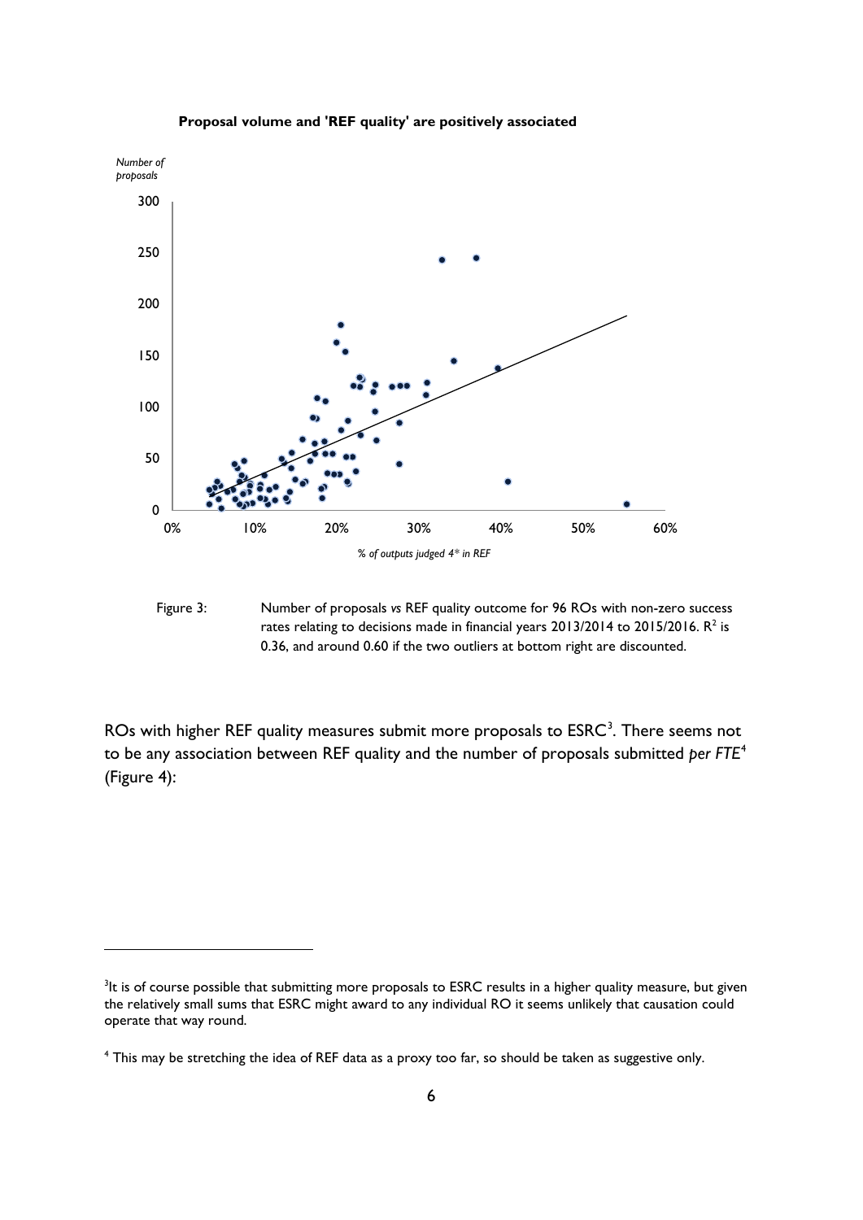**Proposal volume and 'REF quality' are positively associated**

Figure 3: Number of proposals *vs* REF quality outcome for 96 ROs with non-zero success rates relating to decisions made in financial years 2013/2014 to 2015/2016. $R^2$ is 0.36, and around 0.60 if the two outliers at bottom right are discounted.

ROs with higher REF quality measures submit more proposals to ESRC[3]. There seems not to be any association between REF quality and the number of proposals submitted *per FTE*[4] (Figure 4):

---

[3] It is of course possible that submitting more proposals to ESRC results in a higher quality measure, but given the relatively small sums that ESRC might award to any individual RO it seems unlikely that causation could operate that way round.

[4] This may be stretching the idea of REF data as a proxy too far, so should be taken as suggestive only.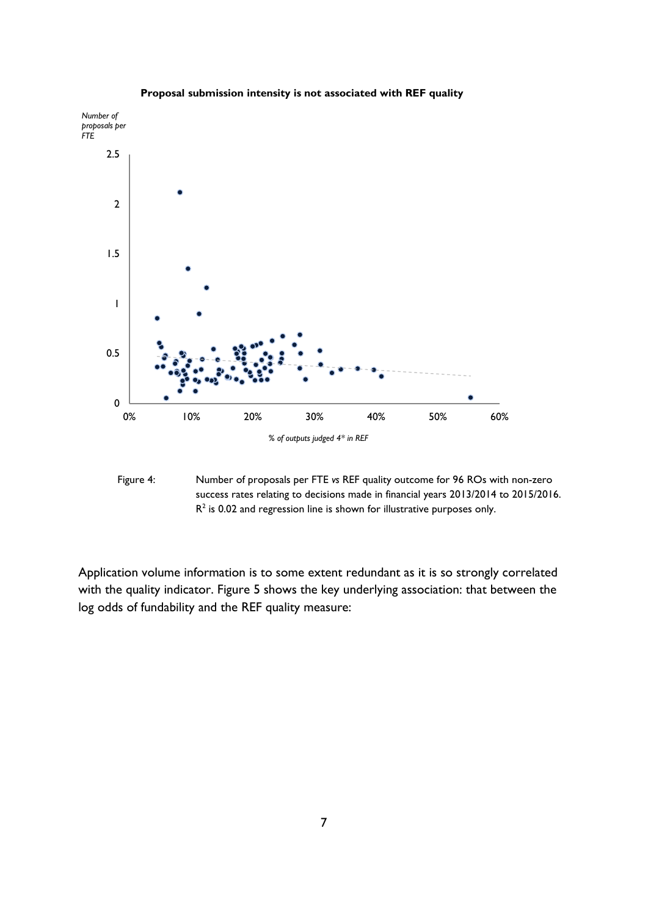**Proposal submission intensity is not associated with REF quality**

Figure 4: Number of proposals per FTE *vs* REF quality outcome for 96 ROs with non-zero success rates relating to decisions made in financial years 2013/2014 to 2015/2016. $R^2$ is 0.02 and regression line is shown for illustrative purposes only.

Application volume information is to some extent redundant as it is so strongly correlated with the quality indicator. Figure 5 shows the key underlying association: that between the log odds of fundability and the REF quality measure: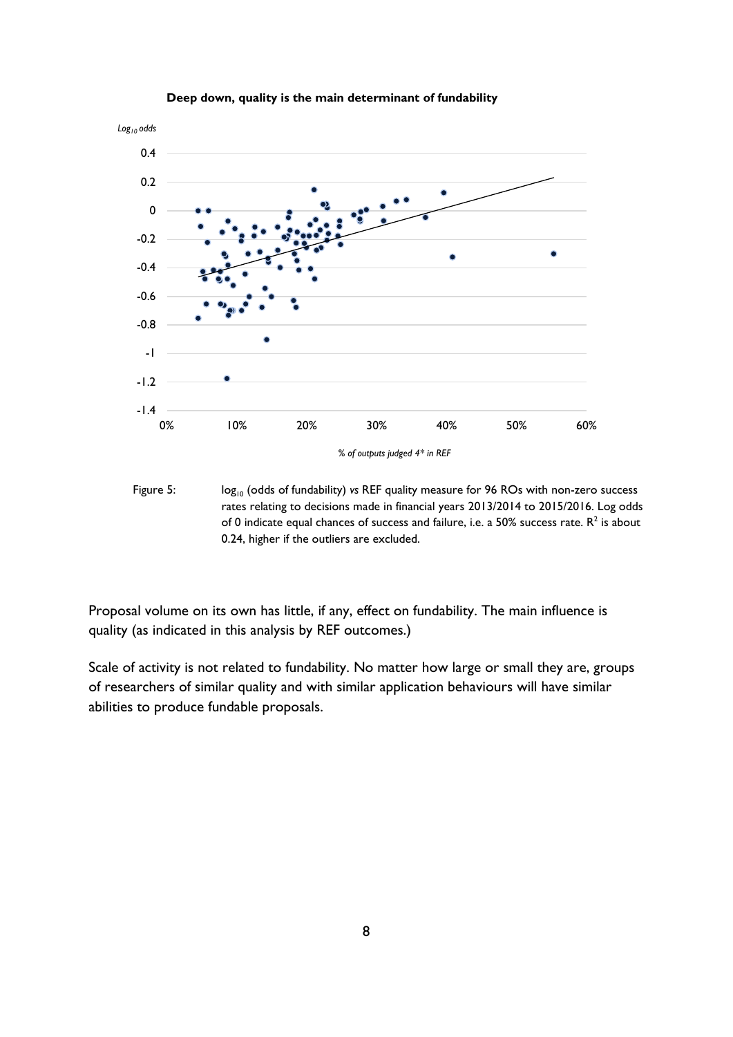**Deep down, quality is the main determinant of fundability**

Figure 5: $\log_{10}$ (odds of fundability) *vs* REF quality measure for 96 ROs with non-zero success rates relating to decisions made in financial years 2013/2014 to 2015/2016. Log odds of 0 indicate equal chances of success and failure, i.e. a 50% success rate. $R^2$ is about 0.24, higher if the outliers are excluded.

Proposal volume on its own has little, if any, effect on fundability. The main influence is quality (as indicated in this analysis by REF outcomes.)

Scale of activity is not related to fundability. No matter how large or small they are, groups of researchers of similar quality and with similar application behaviours will have similar abilities to produce fundable proposals.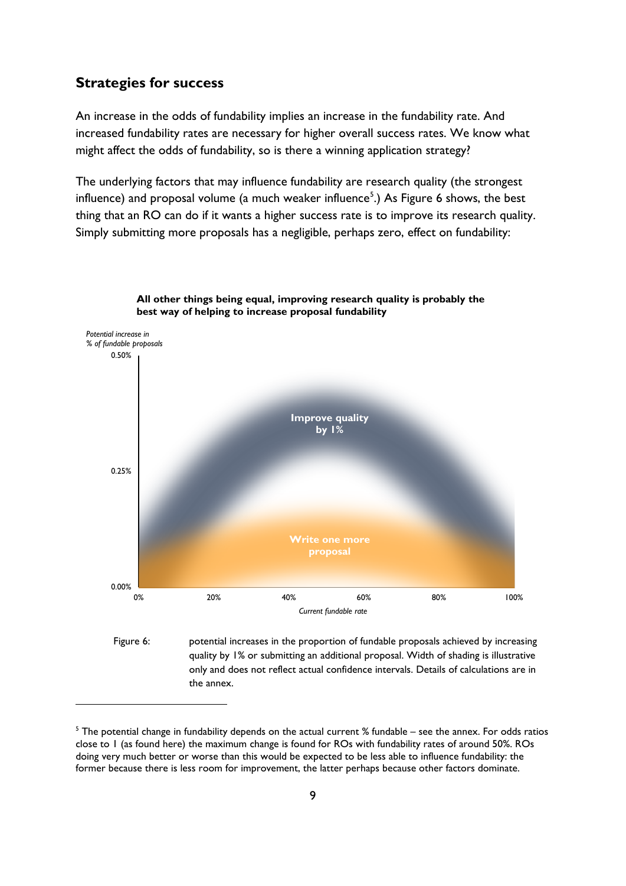## Strategies for success

An increase in the odds of fundability implies an increase in the fundability rate. And increased fundability rates are necessary for higher overall success rates. We know what might affect the odds of fundability, so is there a winning application strategy?

The underlying factors that may influence fundability are research quality (the strongest influence) and proposal volume (a much weaker influence[5].) As Figure 6 shows, the best thing that an RO can do if it wants a higher success rate is to improve its research quality. Simply submitting more proposals has a negligible, perhaps zero, effect on fundability:

**All other things being equal, improving research quality is probably the best way of helping to increase proposal fundability**

Figure 6: potential increases in the proportion of fundable proposals achieved by increasing quality by 1% or submitting an additional proposal. Width of shading is illustrative only and does not reflect actual confidence intervals. Details of calculations are in the annex.

---

[5] The potential change in fundability depends on the actual current % fundable – see the annex. For odds ratios close to 1 (as found here) the maximum change is found for ROs with fundability rates of around 50%. ROs doing very much better or worse than this would be expected to be less able to influence fundability: the former because there is less room for improvement, the latter perhaps because other factors dominate.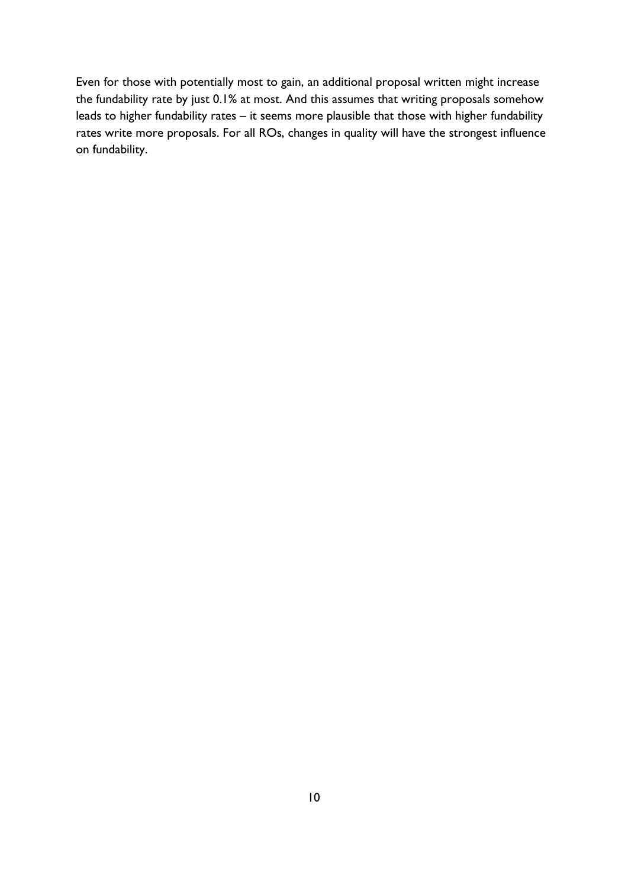Even for those with potentially most to gain, an additional proposal written might increase the fundability rate by just 0.1% at most. And this assumes that writing proposals somehow leads to higher fundability rates – it seems more plausible that those with higher fundability rates write more proposals. For all ROs, changes in quality will have the strongest influence on fundability.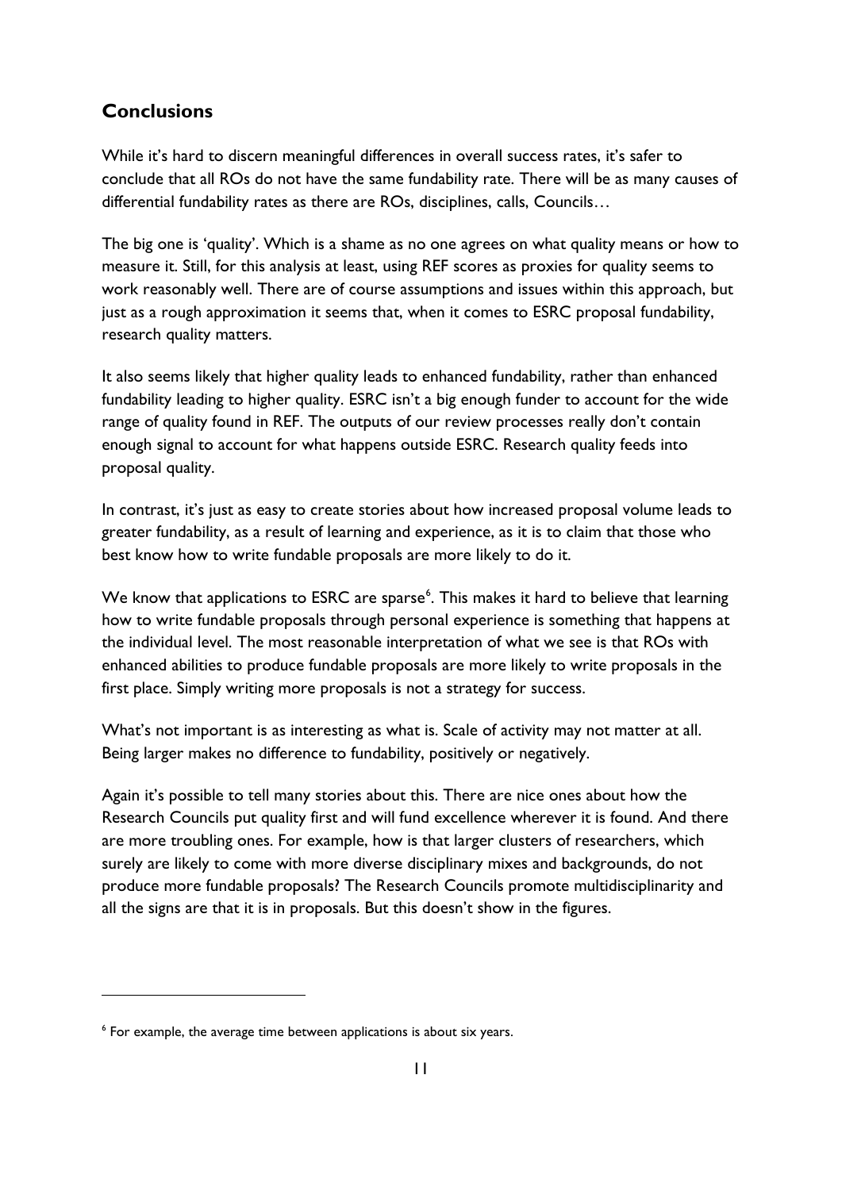## Conclusions

While it's hard to discern meaningful differences in overall success rates, it's safer to conclude that all ROs do not have the same fundability rate. There will be as many causes of differential fundability rates as there are ROs, disciplines, calls, Councils…

The big one is 'quality'. Which is a shame as no one agrees on what quality means or how to measure it. Still, for this analysis at least, using REF scores as proxies for quality seems to work reasonably well. There are of course assumptions and issues within this approach, but just as a rough approximation it seems that, when it comes to ESRC proposal fundability, research quality matters.

It also seems likely that higher quality leads to enhanced fundability, rather than enhanced fundability leading to higher quality. ESRC isn't a big enough funder to account for the wide range of quality found in REF. The outputs of our review processes really don't contain enough signal to account for what happens outside ESRC. Research quality feeds into proposal quality.

In contrast, it's just as easy to create stories about how increased proposal volume leads to greater fundability, as a result of learning and experience, as it is to claim that those who best know how to write fundable proposals are more likely to do it.

We know that applications to ESRC are sparse[6]. This makes it hard to believe that learning how to write fundable proposals through personal experience is something that happens at the individual level. The most reasonable interpretation of what we see is that ROs with enhanced abilities to produce fundable proposals are more likely to write proposals in the first place. Simply writing more proposals is not a strategy for success.

What's not important is as interesting as what is. Scale of activity may not matter at all. Being larger makes no difference to fundability, positively or negatively.

Again it's possible to tell many stories about this. There are nice ones about how the Research Councils put quality first and will fund excellence wherever it is found. And there are more troubling ones. For example, how is that larger clusters of researchers, which surely are likely to come with more diverse disciplinary mixes and backgrounds, do not produce more fundable proposals? The Research Councils promote multidisciplinarity and all the signs are that it is in proposals. But this doesn't show in the figures.

---

[6] For example, the average time between applications is about six years.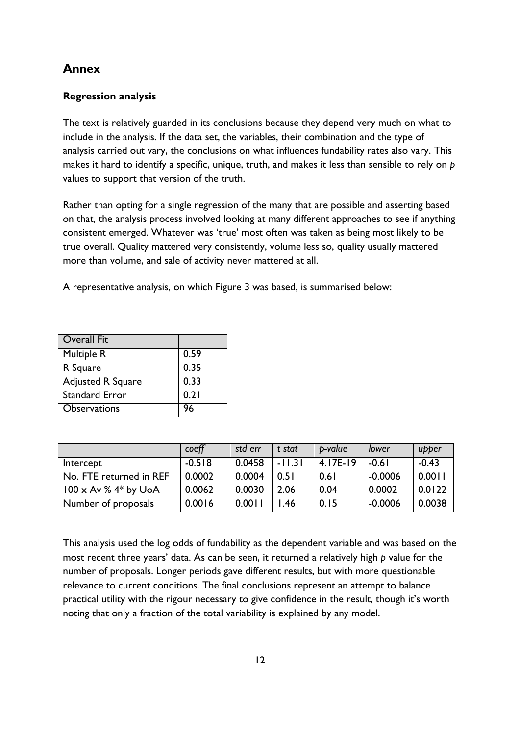## Annex

### Regression analysis

The text is relatively guarded in its conclusions because they depend very much on what to include in the analysis. If the data set, the variables, their combination and the type of analysis carried out vary, the conclusions on what influences fundability rates also vary. This makes it hard to identify a specific, unique, truth, and makes it less than sensible to rely on *p* values to support that version of the truth.

Rather than opting for a single regression of the many that are possible and asserting based on that, the analysis process involved looking at many different approaches to see if anything consistent emerged. Whatever was 'true' most often was taken as being most likely to be true overall. Quality mattered very consistently, volume less so, quality usually mattered more than volume, and sale of activity never mattered at all.

A representative analysis, on which Figure 3 was based, is summarised below:

| Overall Fit | |
|---|---|
| Multiple R | 0.59 |
| R Square | 0.35 |
| Adjusted R Square | 0.33 |
| Standard Error | 0.21 |
| Observations | 96 |

| | *coeff* | *std err* | *t stat* | *p-value* | *lower* | *upper* |
|---|---|---|---|---|---|---|
| Intercept | -0.518 | 0.0458 | -11.31 | 4.17E-19 | -0.61 | -0.43 |
| No. FTE returned in REF | 0.0002 | 0.0004 | 0.51 | 0.61 | -0.0006 | 0.0011 |
| 100 x Av % 4* by UoA | 0.0062 | 0.0030 | 2.06 | 0.04 | 0.0002 | 0.0122 |
| Number of proposals | 0.0016 | 0.0011 | 1.46 | 0.15 | -0.0006 | 0.0038 |

This analysis used the log odds of fundability as the dependent variable and was based on the most recent three years' data. As can be seen, it returned a relatively high *p* value for the number of proposals. Longer periods gave different results, but with more questionable relevance to current conditions. The final conclusions represent an attempt to balance practical utility with the rigour necessary to give confidence in the result, though it's worth noting that only a fraction of the total variability is explained by any model.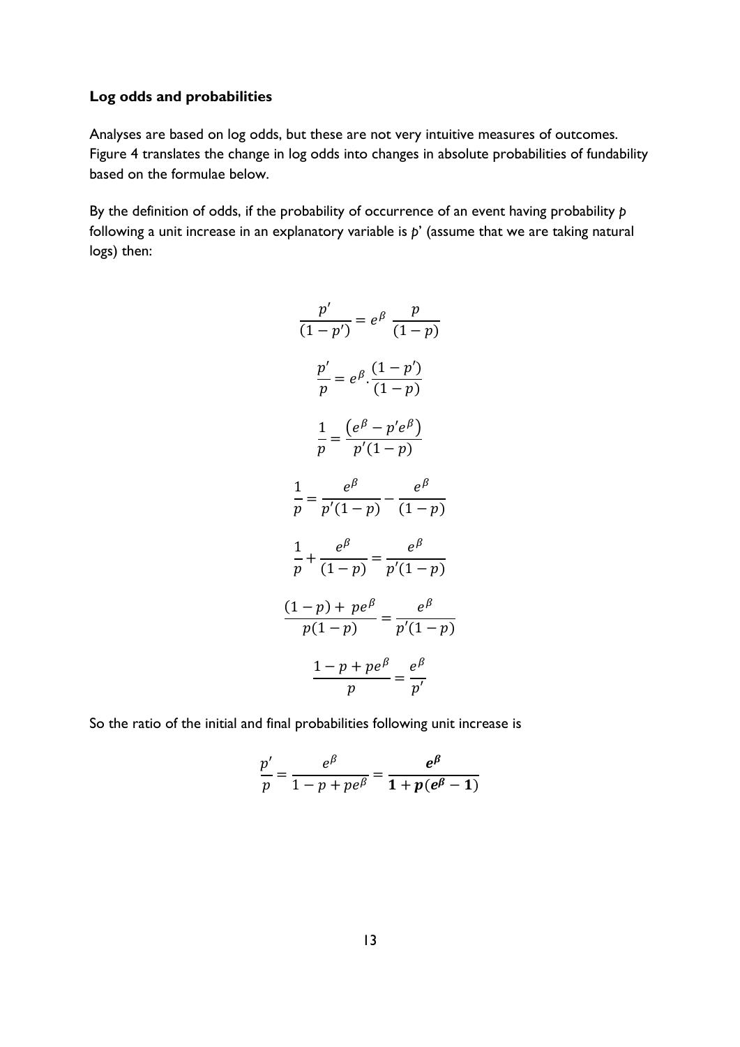**Log odds and probabilities**

Analyses are based on log odds, but these are not very intuitive measures of outcomes. Figure 4 translates the change in log odds into changes in absolute probabilities of fundability based on the formulae below.

By the definition of odds, if the probability of occurrence of an event having probability $p$ following a unit increase in an explanatory variable is $p$' (assume that we are taking natural logs) then:

$$\frac{p'}{(1-p')} = e^{\beta} \; \frac{p}{(1-p)}$$

$$\frac{p'}{p} = e^{\beta} . \frac{(1-p')}{(1-p)}$$

$$\frac{1}{p} = \frac{\left(e^{\beta} - p'e^{\beta}\right)}{p'(1-p)}$$

$$\frac{1}{p} = \frac{e^{\beta}}{p'(1-p)} - \frac{e^{\beta}}{(1-p)}$$

$$\frac{1}{p} + \frac{e^{\beta}}{(1-p)} = \frac{e^{\beta}}{p'(1-p)}$$

$$\frac{(1-p) + \; pe^{\beta}}{p(1-p)} = \frac{e^{\beta}}{p'(1-p)}$$

$$\frac{1-p+pe^{\beta}}{p} = \frac{e^{\beta}}{p'}$$

So the ratio of the initial and final probabilities following unit increase is

$$\frac{p'}{p} = \frac{e^{\beta}}{1-p+pe^{\beta}} = \frac{\boldsymbol{e^{\beta}}}{\boldsymbol{1+p(e^{\beta}-1)}}$$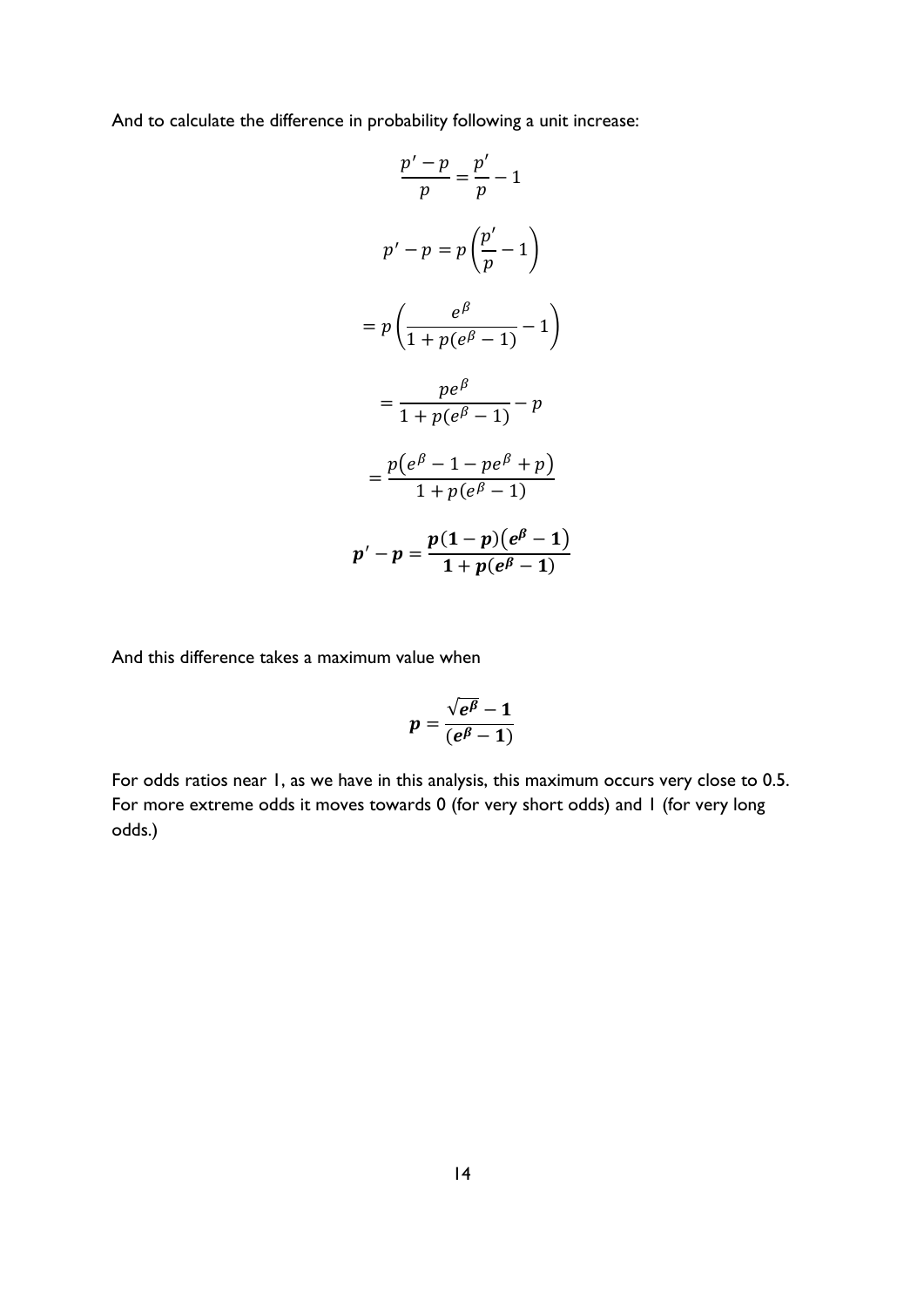And to calculate the difference in probability following a unit increase:

$$\frac{p' - p}{p} = \frac{p'}{p} - 1$$

$$p' - p = p\left(\frac{p'}{p} - 1\right)$$

$$= p\left(\frac{e^{\beta}}{1 + p(e^{\beta} - 1)} - 1\right)$$

$$= \frac{pe^{\beta}}{1 + p(e^{\beta} - 1)} - p$$

$$= \frac{p\left(e^{\beta} - 1 - pe^{\beta} + p\right)}{1 + p(e^{\beta} - 1)}$$

$$\boldsymbol{p' - p = \frac{p(1 - p)\left(e^{\beta} - 1\right)}{1 + p(e^{\beta} - 1)}}$$

And this difference takes a maximum value when

$$\boldsymbol{p = \frac{\sqrt{e^{\beta}} - 1}{(e^{\beta} - 1)}}$$

For odds ratios near 1, as we have in this analysis, this maximum occurs very close to 0.5. For more extreme odds it moves towards 0 (for very short odds) and 1 (for very long odds.)